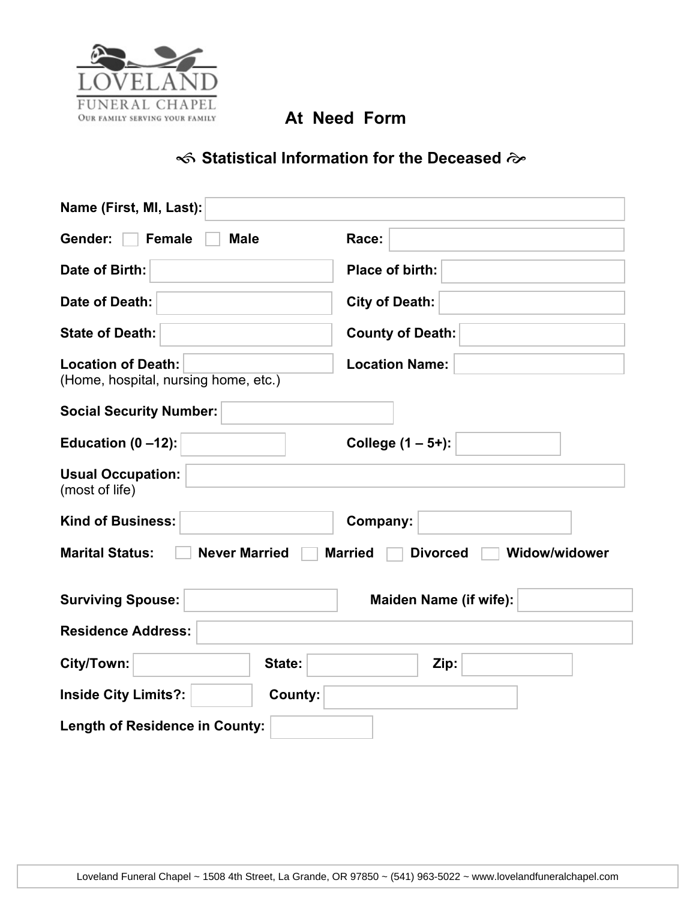LOVELAND
FUNERAL CHAPEL
OUR FAMILY SERVING YOUR FAMILY

# At Need Form

## Statistical Information for the Deceased

**Name (First, MI, Last):** ______

**Gender:** ☐ Female ☐ Male **Race:** ______

**Date of Birth:** ______ **Place of birth:** ______

**Date of Death:** ______ **City of Death:** ______

**State of Death:** ______ **County of Death:** ______

**Location of Death:** ______ **Location Name:** ______
(Home, hospital, nursing home, etc.)

**Social Security Number:** ______

**Education (0 –12):** ______ **College (1 – 5+):** ______

**Usual Occupation:** ______
(most of life)

**Kind of Business:** ______ **Company:** ______

**Marital Status:** ☐ Never Married ☐ Married ☐ Divorced ☐ Widow/widower

**Surviving Spouse:** ______ **Maiden Name (if wife):** ______

**Residence Address:** ______

**City/Town:** ______ **State:** ______ **Zip:** ______

**Inside City Limits?:** ______ **County:** ______

**Length of Residence in County:** ______

Loveland Funeral Chapel ~ 1508 4th Street, La Grande, OR 97850 ~ (541) 963-5022 ~ www.lovelandfuneralchapel.com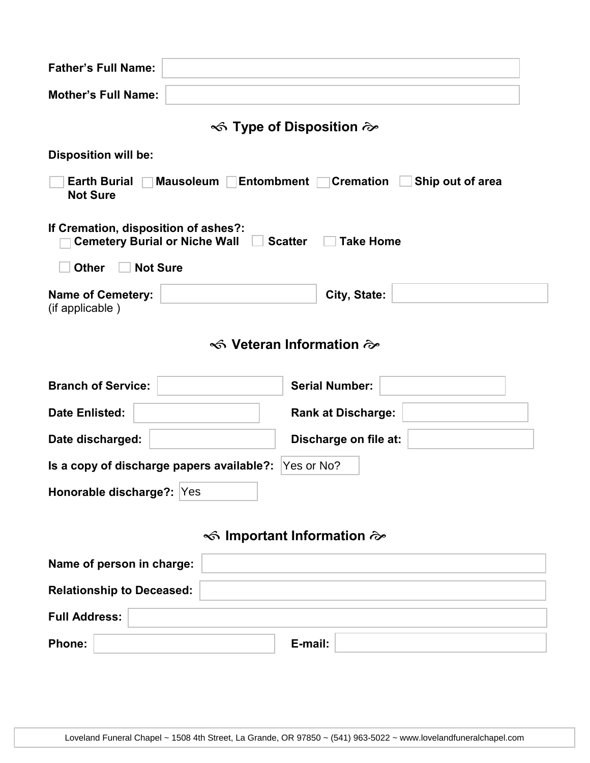**Father's Full Name:** 

**Mother's Full Name:** 

## ◇ Type of Disposition ◇

**Disposition will be:**

☐ **Earth Burial** ☐ **Mausoleum** ☐ **Entombment** ☐ **Cremation** ☐ **Ship out of area**
**Not Sure**

**If Cremation, disposition of ashes?:**
☐ **Cemetery Burial or Niche Wall** ☐ **Scatter** ☐ **Take Home**

☐ **Other** ☐ **Not Sure**

**Name of Cemetery:** (if applicable ) **City, State:** 

## ◇ Veteran Information ◇

**Branch of Service:** **Serial Number:** 

**Date Enlisted:** **Rank at Discharge:** 

**Date discharged:** **Discharge on file at:** 

**Is a copy of discharge papers available?:** Yes or No?

**Honorable discharge?:** Yes

## ◇ Important Information ◇

**Name of person in charge:** 

**Relationship to Deceased:** 

**Full Address:** 

**Phone:** **E-mail:** 

Loveland Funeral Chapel ~ 1508 4th Street, La Grande, OR 97850 ~ (541) 963-5022 ~ www.lovelandfuneralchapel.com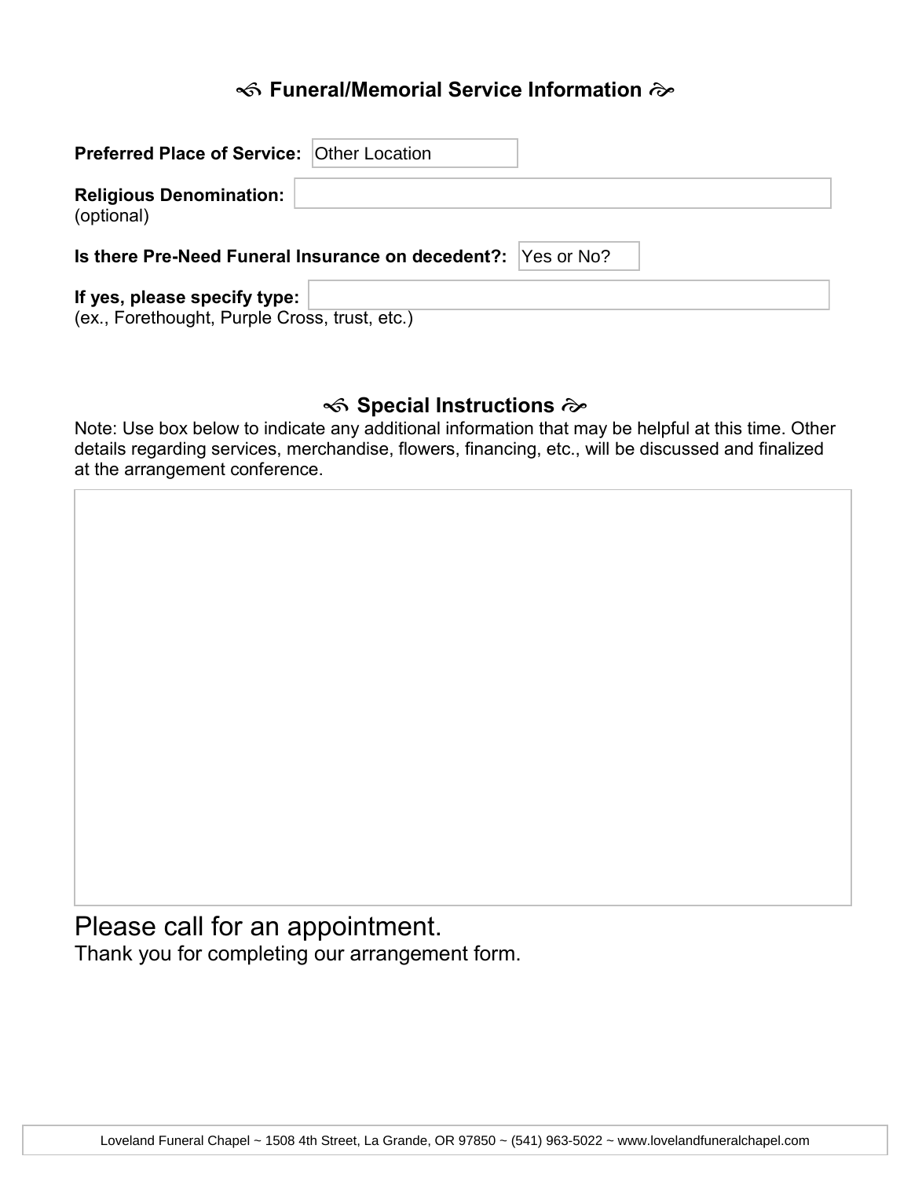## ꧁ Funeral/Memorial Service Information ꧂

**Preferred Place of Service:** Other Location

**Religious Denomination:**
(optional)

**Is there Pre-Need Funeral Insurance on decedent?:** Yes or No?

**If yes, please specify type:**
(ex., Forethought, Purple Cross, trust, etc.)

## ꧁ Special Instructions ꧂

Note: Use box below to indicate any additional information that may be helpful at this time. Other details regarding services, merchandise, flowers, financing, etc., will be discussed and finalized at the arrangement conference.

Please call for an appointment.

Thank you for completing our arrangement form.

Loveland Funeral Chapel ~ 1508 4th Street, La Grande, OR 97850 ~ (541) 963-5022 ~ www.lovelandfuneralchapel.com